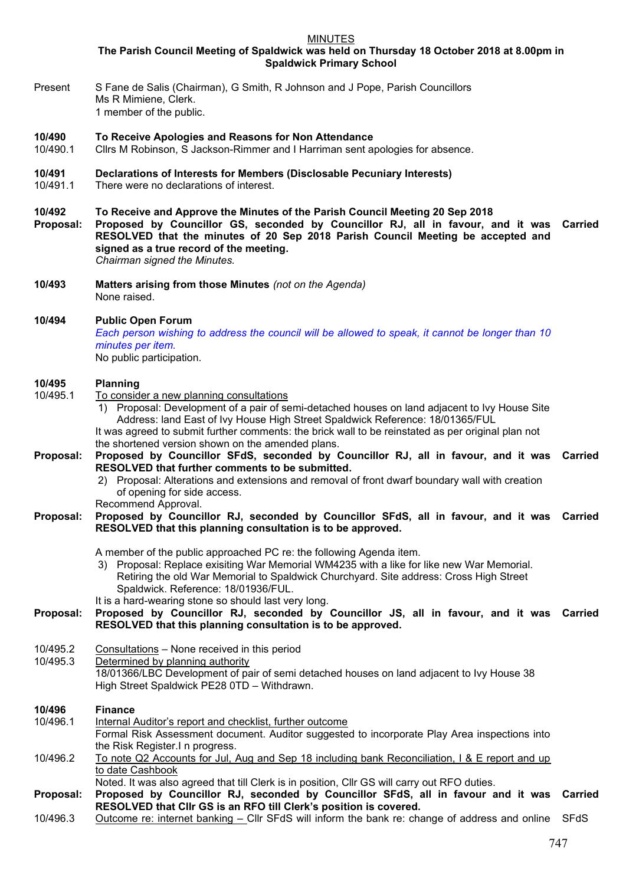<u>MINUTES</u>

**The Parish Council Meeting of Spaldwick was held on Thursday 18 October 2018 at 8.00pm in Spaldwick Primary School**

Present S Fane de Salis (Chairman), G Smith, R Johnson and J Pope, Parish Councillors
Ms R Mimiene, Clerk.
1 member of the public.

**10/490 To Receive Apologies and Reasons for Non Attendance**

10/490.1 Cllrs M Robinson, S Jackson-Rimmer and I Harriman sent apologies for absence.

**10/491 Declarations of Interests for Members (Disclosable Pecuniary Interests)**

10/491.1 There were no declarations of interest.

**10/492 To Receive and Approve the Minutes of the Parish Council Meeting 20 Sep 2018**

**Proposal: Proposed by Councillor GS, seconded by Councillor RJ, all in favour, and it was RESOLVED that the minutes of 20 Sep 2018 Parish Council Meeting be accepted and signed as a true record of the meeting.** **Carried**

*Chairman signed the Minutes.*

**10/493 Matters arising from those Minutes** *(not on the Agenda)*

None raised.

**10/494 Public Open Forum**

*Each person wishing to address the council will be allowed to speak, it cannot be longer than 10 minutes per item.*

No public participation.

**10/495 Planning**

10/495.1 <u>To consider a new planning consultations</u>

1) Proposal: Development of a pair of semi-detached houses on land adjacent to Ivy House Site Address: land East of Ivy House High Street Spaldwick Reference: 18/01365/FUL

It was agreed to submit further comments: the brick wall to be reinstated as per original plan not the shortened version shown on the amended plans.

**Proposal: Proposed by Councillor SFdS, seconded by Councillor RJ, all in favour, and it was RESOLVED that further comments to be submitted.** **Carried**

2) Proposal: Alterations and extensions and removal of front dwarf boundary wall with creation of opening for side access.

Recommend Approval.

**Proposal: Proposed by Councillor RJ, seconded by Councillor SFdS, all in favour, and it was RESOLVED that this planning consultation is to be approved.** **Carried**

A member of the public approached PC re: the following Agenda item.

3) Proposal: Replace exisiting War Memorial WM4235 with a like for like new War Memorial. Retiring the old War Memorial to Spaldwick Churchyard. Site address: Cross High Street Spaldwick. Reference: 18/01936/FUL.

It is a hard-wearing stone so should last very long.

**Proposal: Proposed by Councillor RJ, seconded by Councillor JS, all in favour, and it was RESOLVED that this planning consultation is to be approved.** **Carried**

10/495.2 <u>Consultations</u> – None received in this period

10/495.3 <u>Determined by planning authority</u>

18/01366/LBC Development of pair of semi detached houses on land adjacent to Ivy House 38 High Street Spaldwick PE28 0TD – Withdrawn.

**10/496 Finance**

10/496.1 <u>Internal Auditor's report and checklist, further outcome</u>

Formal Risk Assessment document. Auditor suggested to incorporate Play Area inspections into the Risk Register.I n progress.

10/496.2 <u>To note Q2 Accounts for Jul, Aug and Sep 18 including bank Reconciliation, I & E report and up to date Cashbook</u>

Noted. It was also agreed that till Clerk is in position, Cllr GS will carry out RFO duties.

**Proposal: Proposed by Councillor RJ, seconded by Councillor SFdS, all in favour and it was RESOLVED that Cllr GS is an RFO till Clerk's position is covered.** **Carried**

10/496.3 <u>Outcome re: internet banking –</u> Cllr SFdS will inform the bank re: change of address and online SFdS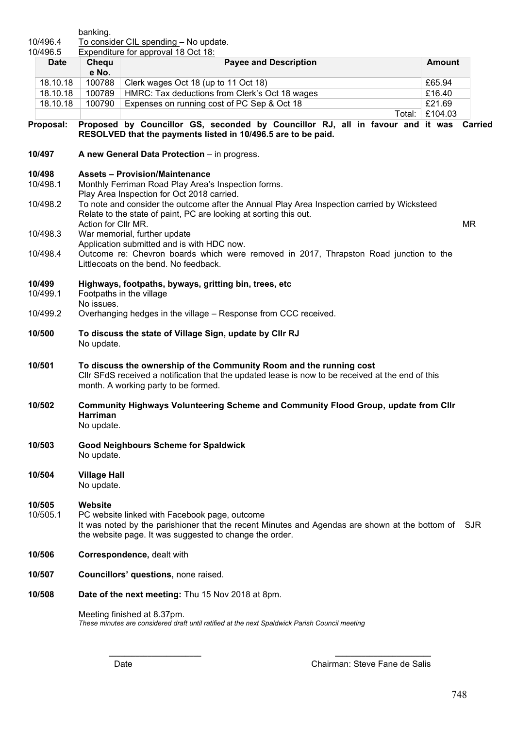banking.

10/496.4 To consider CIL spending – No update.

10/496.5 Expenditure for approval 18 Oct 18:

| Date | Cheque No. | Payee and Description | Amount |
|---|---|---|---|
| 18.10.18 | 100788 | Clerk wages Oct 18 (up to 11 Oct 18) | £65.94 |
| 18.10.18 | 100789 | HMRC: Tax deductions from Clerk's Oct 18 wages | £16.40 |
| 18.10.18 | 100790 | Expenses on running cost of PC Sep & Oct 18 | £21.69 |
| | | Total: | £104.03 |

**Proposal: Proposed by Councillor GS, seconded by Councillor RJ, all in favour and it was Carried RESOLVED that the payments listed in 10/496.5 are to be paid.**

**10/497 A new General Data Protection** – in progress.

**10/498 Assets – Provision/Maintenance**

10/498.1 Monthly Ferriman Road Play Area's Inspection forms.
Play Area Inspection for Oct 2018 carried.

10/498.2 To note and consider the outcome after the Annual Play Area Inspection carried by Wicksteed
Relate to the state of paint, PC are looking at sorting this out.
Action for Cllr MR. — MR

10/498.3 War memorial, further update
Application submitted and is with HDC now.

10/498.4 Outcome re: Chevron boards which were removed in 2017, Thrapston Road junction to the Littlecoats on the bend. No feedback.

**10/499 Highways, footpaths, byways, gritting bin, trees, etc**

10/499.1 Footpaths in the village
No issues.

10/499.2 Overhanging hedges in the village – Response from CCC received.

**10/500 To discuss the state of Village Sign, update by Cllr RJ**
No update.

**10/501 To discuss the ownership of the Community Room and the running cost**
Cllr SFdS received a notification that the updated lease is now to be received at the end of this month. A working party to be formed.

**10/502 Community Highways Volunteering Scheme and Community Flood Group, update from Cllr Harriman**
No update.

**10/503 Good Neighbours Scheme for Spaldwick**
No update.

**10/504 Village Hall**
No update.

**10/505 Website**

10/505.1 PC website linked with Facebook page, outcome
It was noted by the parishioner that the recent Minutes and Agendas are shown at the bottom of the website page. It was suggested to change the order. — SJR

**10/506 Correspondence,** dealt with

**10/507 Councillors' questions,** none raised.

**10/508 Date of the next meeting:** Thu 15 Nov 2018 at 8pm.

Meeting finished at 8.37pm.

*These minutes are considered draft until ratified at the next Spaldwick Parish Council meeting*

\_\_\_\_\_\_\_\_\_\_\_\_\_\_\_\_\_\_\_\_ Date

\_\_\_\_\_\_\_\_\_\_\_\_\_\_\_\_\_\_\_\_ Chairman: Steve Fane de Salis